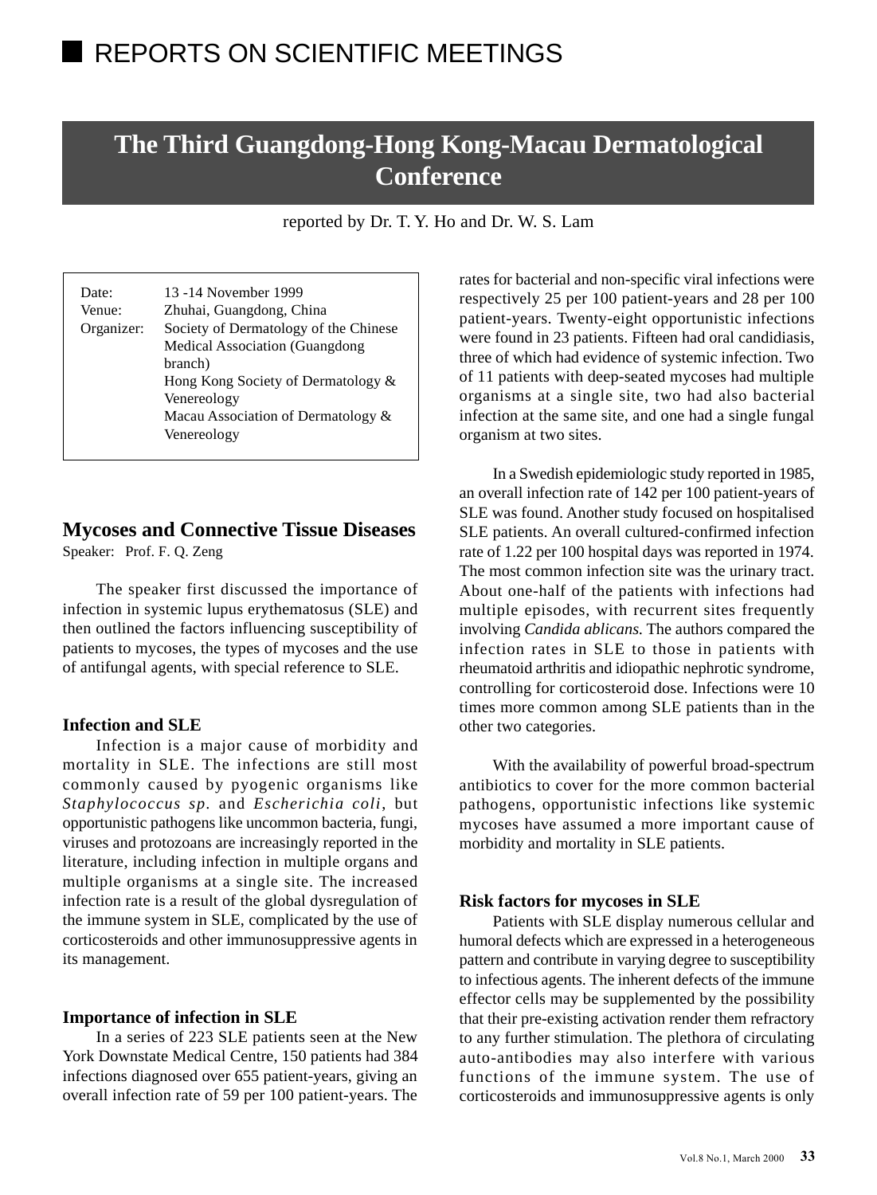REPORTS ON SCIENTIFIC MEETINGS

# The Third Guangdong-Hong Kong-Macau Dermatological Conference

reported by Dr. T. Y. Ho and Dr. W. S. Lam

| | |
|---|---|
| Date: | 13 -14 November 1999 |
| Venue: | Zhuhai, Guangdong, China |
| Organizer: | Society of Dermatology of the Chinese Medical Association (Guangdong branch) |
| | Hong Kong Society of Dermatology & Venereology |
| | Macau Association of Dermatology & Venereology |

## Mycoses and Connective Tissue Diseases

Speaker: Prof. F. Q. Zeng

The speaker first discussed the importance of infection in systemic lupus erythematosus (SLE) and then outlined the factors influencing susceptibility of patients to mycoses, the types of mycoses and the use of antifungal agents, with special reference to SLE.

### Infection and SLE

Infection is a major cause of morbidity and mortality in SLE. The infections are still most commonly caused by pyogenic organisms like *Staphylococcus sp.* and *Escherichia coli*, but opportunistic pathogens like uncommon bacteria, fungi, viruses and protozoans are increasingly reported in the literature, including infection in multiple organs and multiple organisms at a single site. The increased infection rate is a result of the global dysregulation of the immune system in SLE, complicated by the use of corticosteroids and other immunosuppressive agents in its management.

### Importance of infection in SLE

In a series of 223 SLE patients seen at the New York Downstate Medical Centre, 150 patients had 384 infections diagnosed over 655 patient-years, giving an overall infection rate of 59 per 100 patient-years. The rates for bacterial and non-specific viral infections were respectively 25 per 100 patient-years and 28 per 100 patient-years. Twenty-eight opportunistic infections were found in 23 patients. Fifteen had oral candidiasis, three of which had evidence of systemic infection. Two of 11 patients with deep-seated mycoses had multiple organisms at a single site, two had also bacterial infection at the same site, and one had a single fungal organism at two sites.

In a Swedish epidemiologic study reported in 1985, an overall infection rate of 142 per 100 patient-years of SLE was found. Another study focused on hospitalised SLE patients. An overall cultured-confirmed infection rate of 1.22 per 100 hospital days was reported in 1974. The most common infection site was the urinary tract. About one-half of the patients with infections had multiple episodes, with recurrent sites frequently involving *Candida ablicans.* The authors compared the infection rates in SLE to those in patients with rheumatoid arthritis and idiopathic nephrotic syndrome, controlling for corticosteroid dose. Infections were 10 times more common among SLE patients than in the other two categories.

With the availability of powerful broad-spectrum antibiotics to cover for the more common bacterial pathogens, opportunistic infections like systemic mycoses have assumed a more important cause of morbidity and mortality in SLE patients.

### Risk factors for mycoses in SLE

Patients with SLE display numerous cellular and humoral defects which are expressed in a heterogeneous pattern and contribute in varying degree to susceptibility to infectious agents. The inherent defects of the immune effector cells may be supplemented by the possibility that their pre-existing activation render them refractory to any further stimulation. The plethora of circulating auto-antibodies may also interfere with various functions of the immune system. The use of corticosteroids and immunosuppressive agents is only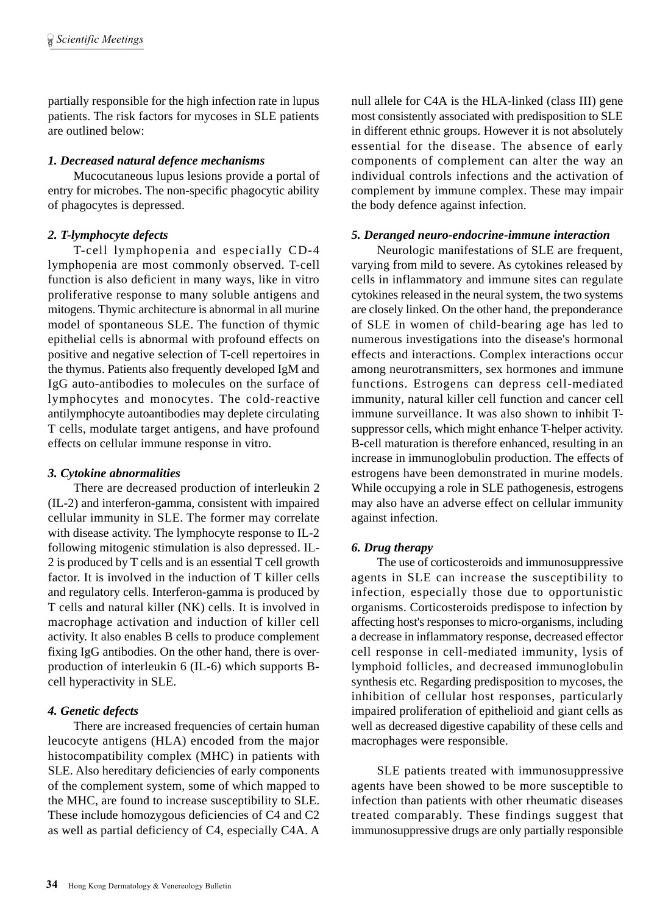partially responsible for the high infection rate in lupus patients. The risk factors for mycoses in SLE patients are outlined below:

***1. Decreased natural defence mechanisms***

Mucocutaneous lupus lesions provide a portal of entry for microbes. The non-specific phagocytic ability of phagocytes is depressed.

***2. T-lymphocyte defects***

T-cell lymphopenia and especially CD-4 lymphopenia are most commonly observed. T-cell function is also deficient in many ways, like in vitro proliferative response to many soluble antigens and mitogens. Thymic architecture is abnormal in all murine model of spontaneous SLE. The function of thymic epithelial cells is abnormal with profound effects on positive and negative selection of T-cell repertoires in the thymus. Patients also frequently developed IgM and IgG auto-antibodies to molecules on the surface of lymphocytes and monocytes. The cold-reactive antilymphocyte autoantibodies may deplete circulating T cells, modulate target antigens, and have profound effects on cellular immune response in vitro.

***3. Cytokine abnormalities***

There are decreased production of interleukin 2 (IL-2) and interferon-gamma, consistent with impaired cellular immunity in SLE. The former may correlate with disease activity. The lymphocyte response to IL-2 following mitogenic stimulation is also depressed. IL-2 is produced by T cells and is an essential T cell growth factor. It is involved in the induction of T killer cells and regulatory cells. Interferon-gamma is produced by T cells and natural killer (NK) cells. It is involved in macrophage activation and induction of killer cell activity. It also enables B cells to produce complement fixing IgG antibodies. On the other hand, there is over-production of interleukin 6 (IL-6) which supports B-cell hyperactivity in SLE.

***4. Genetic defects***

There are increased frequencies of certain human leucocyte antigens (HLA) encoded from the major histocompatibility complex (MHC) in patients with SLE. Also hereditary deficiencies of early components of the complement system, some of which mapped to the MHC, are found to increase susceptibility to SLE. These include homozygous deficiencies of C4 and C2 as well as partial deficiency of C4, especially C4A. A null allele for C4A is the HLA-linked (class III) gene most consistently associated with predisposition to SLE in different ethnic groups. However it is not absolutely essential for the disease. The absence of early components of complement can alter the way an individual controls infections and the activation of complement by immune complex. These may impair the body defence against infection.

***5. Deranged neuro-endocrine-immune interaction***

Neurologic manifestations of SLE are frequent, varying from mild to severe. As cytokines released by cells in inflammatory and immune sites can regulate cytokines released in the neural system, the two systems are closely linked. On the other hand, the preponderance of SLE in women of child-bearing age has led to numerous investigations into the disease's hormonal effects and interactions. Complex interactions occur among neurotransmitters, sex hormones and immune functions. Estrogens can depress cell-mediated immunity, natural killer cell function and cancer cell immune surveillance. It was also shown to inhibit T-suppressor cells, which might enhance T-helper activity. B-cell maturation is therefore enhanced, resulting in an increase in immunoglobulin production. The effects of estrogens have been demonstrated in murine models. While occupying a role in SLE pathogenesis, estrogens may also have an adverse effect on cellular immunity against infection.

***6. Drug therapy***

The use of corticosteroids and immunosuppressive agents in SLE can increase the susceptibility to infection, especially those due to opportunistic organisms. Corticosteroids predispose to infection by affecting host's responses to micro-organisms, including a decrease in inflammatory response, decreased effector cell response in cell-mediated immunity, lysis of lymphoid follicles, and decreased immunoglobulin synthesis etc. Regarding predisposition to mycoses, the inhibition of cellular host responses, particularly impaired proliferation of epithelioid and giant cells as well as decreased digestive capability of these cells and macrophages were responsible.

SLE patients treated with immunosuppressive agents have been showed to be more susceptible to infection than patients with other rheumatic diseases treated comparably. These findings suggest that immunosuppressive drugs are only partially responsible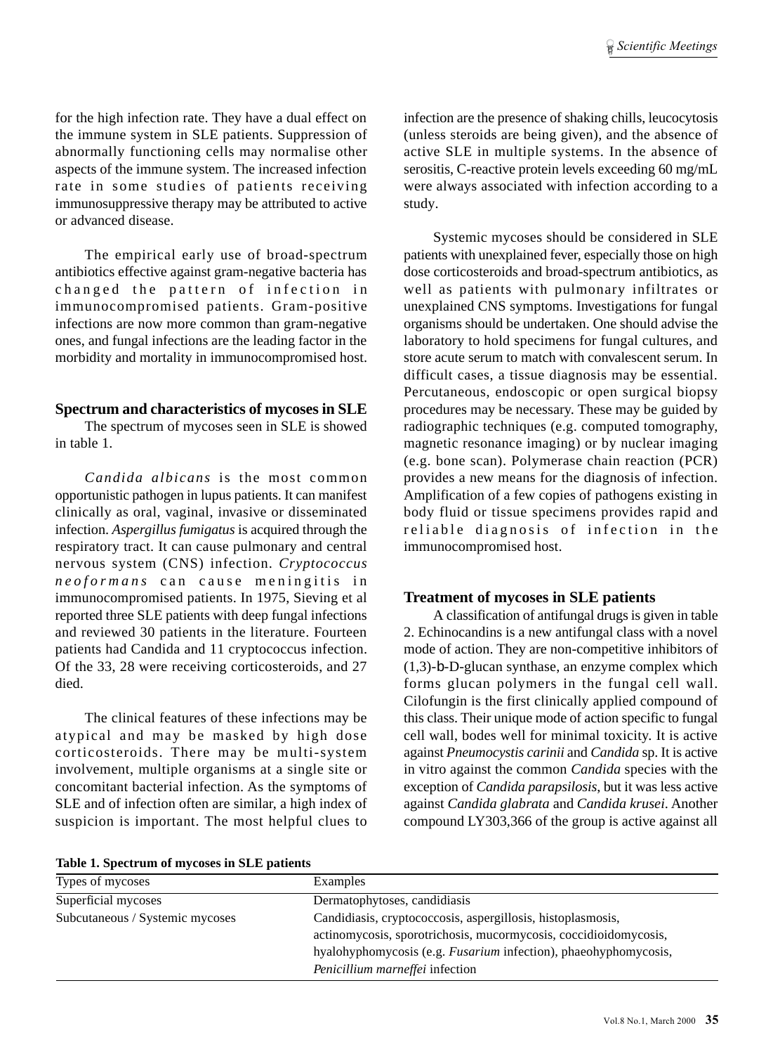for the high infection rate. They have a dual effect on the immune system in SLE patients. Suppression of abnormally functioning cells may normalise other aspects of the immune system. The increased infection rate in some studies of patients receiving immunosuppressive therapy may be attributed to active or advanced disease.

The empirical early use of broad-spectrum antibiotics effective against gram-negative bacteria has changed the pattern of infection in immunocompromised patients. Gram-positive infections are now more common than gram-negative ones, and fungal infections are the leading factor in the morbidity and mortality in immunocompromised host.

### Spectrum and characteristics of mycoses in SLE

The spectrum of mycoses seen in SLE is showed in table 1.

*Candida albicans* is the most common opportunistic pathogen in lupus patients. It can manifest clinically as oral, vaginal, invasive or disseminated infection. *Aspergillus fumigatus* is acquired through the respiratory tract. It can cause pulmonary and central nervous system (CNS) infection. *Cryptococcus neoformans* can cause meningitis in immunocompromised patients. In 1975, Sieving et al reported three SLE patients with deep fungal infections and reviewed 30 patients in the literature. Fourteen patients had Candida and 11 cryptococcus infection. Of the 33, 28 were receiving corticosteroids, and 27 died.

The clinical features of these infections may be atypical and may be masked by high dose corticosteroids. There may be multi-system involvement, multiple organisms at a single site or concomitant bacterial infection. As the symptoms of SLE and of infection often are similar, a high index of suspicion is important. The most helpful clues to infection are the presence of shaking chills, leucocytosis (unless steroids are being given), and the absence of active SLE in multiple systems. In the absence of serositis, C-reactive protein levels exceeding 60 mg/mL were always associated with infection according to a study.

Systemic mycoses should be considered in SLE patients with unexplained fever, especially those on high dose corticosteroids and broad-spectrum antibiotics, as well as patients with pulmonary infiltrates or unexplained CNS symptoms. Investigations for fungal organisms should be undertaken. One should advise the laboratory to hold specimens for fungal cultures, and store acute serum to match with convalescent serum. In difficult cases, a tissue diagnosis may be essential. Percutaneous, endoscopic or open surgical biopsy procedures may be necessary. These may be guided by radiographic techniques (e.g. computed tomography, magnetic resonance imaging) or by nuclear imaging (e.g. bone scan). Polymerase chain reaction (PCR) provides a new means for the diagnosis of infection. Amplification of a few copies of pathogens existing in body fluid or tissue specimens provides rapid and reliable diagnosis of infection in the immunocompromised host.

### Treatment of mycoses in SLE patients

A classification of antifungal drugs is given in table 2. Echinocandins is a new antifungal class with a novel mode of action. They are non-competitive inhibitors of (1,3)-b-D-glucan synthase, an enzyme complex which forms glucan polymers in the fungal cell wall. Cilofungin is the first clinically applied compound of this class. Their unique mode of action specific to fungal cell wall, bodes well for minimal toxicity. It is active against *Pneumocystis carinii* and *Candida* sp. It is active in vitro against the common *Candida* species with the exception of *Candida parapsilosis*, but it was less active against *Candida glabrata* and *Candida krusei*. Another compound LY303,366 of the group is active against all

**Table 1. Spectrum of mycoses in SLE patients**

| Types of mycoses | Examples |
|---|---|
| Superficial mycoses | Dermatophytoses, candidiasis |
| Subcutaneous / Systemic mycoses | Candidiasis, cryptococcosis, aspergillosis, histoplasmosis, actinomycosis, sporotrichosis, mucormycosis, coccidioidomycosis, hyalohyphomycosis (e.g. *Fusarium* infection), phaeohyphomycosis, *Penicillium marneffei* infection |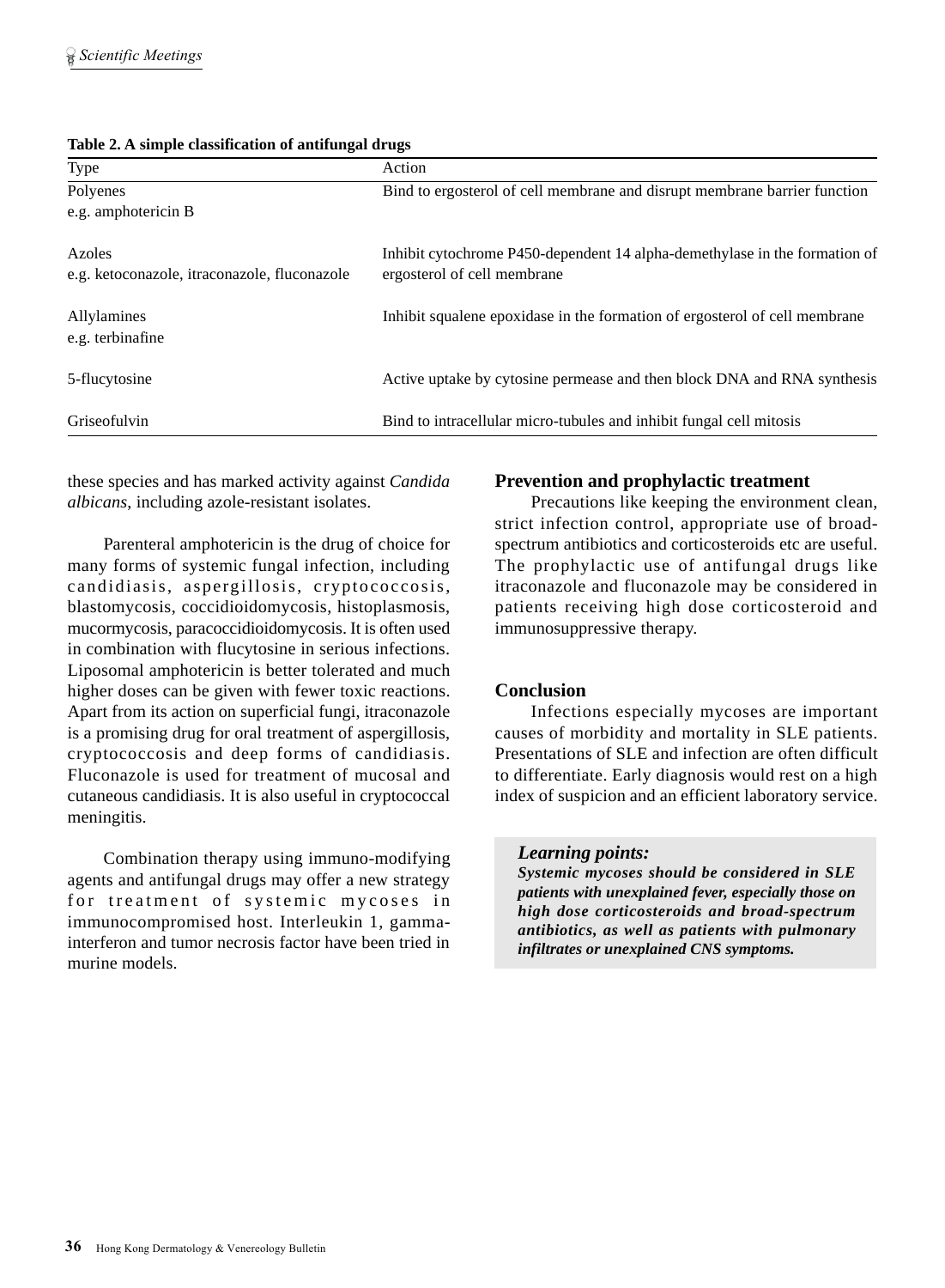**Table 2. A simple classification of antifungal drugs**

| Type | Action |
|---|---|
| Polyenes<br>e.g. amphotericin B | Bind to ergosterol of cell membrane and disrupt membrane barrier function |
| Azoles<br>e.g. ketoconazole, itraconazole, fluconazole | Inhibit cytochrome P450-dependent 14 alpha-demethylase in the formation of ergosterol of cell membrane |
| Allylamines<br>e.g. terbinafine | Inhibit squalene epoxidase in the formation of ergosterol of cell membrane |
| 5-flucytosine | Active uptake by cytosine permease and then block DNA and RNA synthesis |
| Griseofulvin | Bind to intracellular micro-tubules and inhibit fungal cell mitosis |

these species and has marked activity against *Candida albicans*, including azole-resistant isolates.

Parenteral amphotericin is the drug of choice for many forms of systemic fungal infection, including candidiasis, aspergillosis, cryptococcosis, blastomycosis, coccidioidomycosis, histoplasmosis, mucormycosis, paracoccidioidomycosis. It is often used in combination with flucytosine in serious infections. Liposomal amphotericin is better tolerated and much higher doses can be given with fewer toxic reactions. Apart from its action on superficial fungi, itraconazole is a promising drug for oral treatment of aspergillosis, cryptococcosis and deep forms of candidiasis. Fluconazole is used for treatment of mucosal and cutaneous candidiasis. It is also useful in cryptococcal meningitis.

Combination therapy using immuno-modifying agents and antifungal drugs may offer a new strategy for treatment of systemic mycoses in immunocompromised host. Interleukin 1, gamma-interferon and tumor necrosis factor have been tried in murine models.

## Prevention and prophylactic treatment

Precautions like keeping the environment clean, strict infection control, appropriate use of broad-spectrum antibiotics and corticosteroids etc are useful. The prophylactic use of antifungal drugs like itraconazole and fluconazole may be considered in patients receiving high dose corticosteroid and immunosuppressive therapy.

## Conclusion

Infections especially mycoses are important causes of morbidity and mortality in SLE patients. Presentations of SLE and infection are often difficult to differentiate. Early diagnosis would rest on a high index of suspicion and an efficient laboratory service.

> ***Learning points:***
> ***Systemic mycoses should be considered in SLE patients with unexplained fever, especially those on high dose corticosteroids and broad-spectrum antibiotics, as well as patients with pulmonary infiltrates or unexplained CNS symptoms.***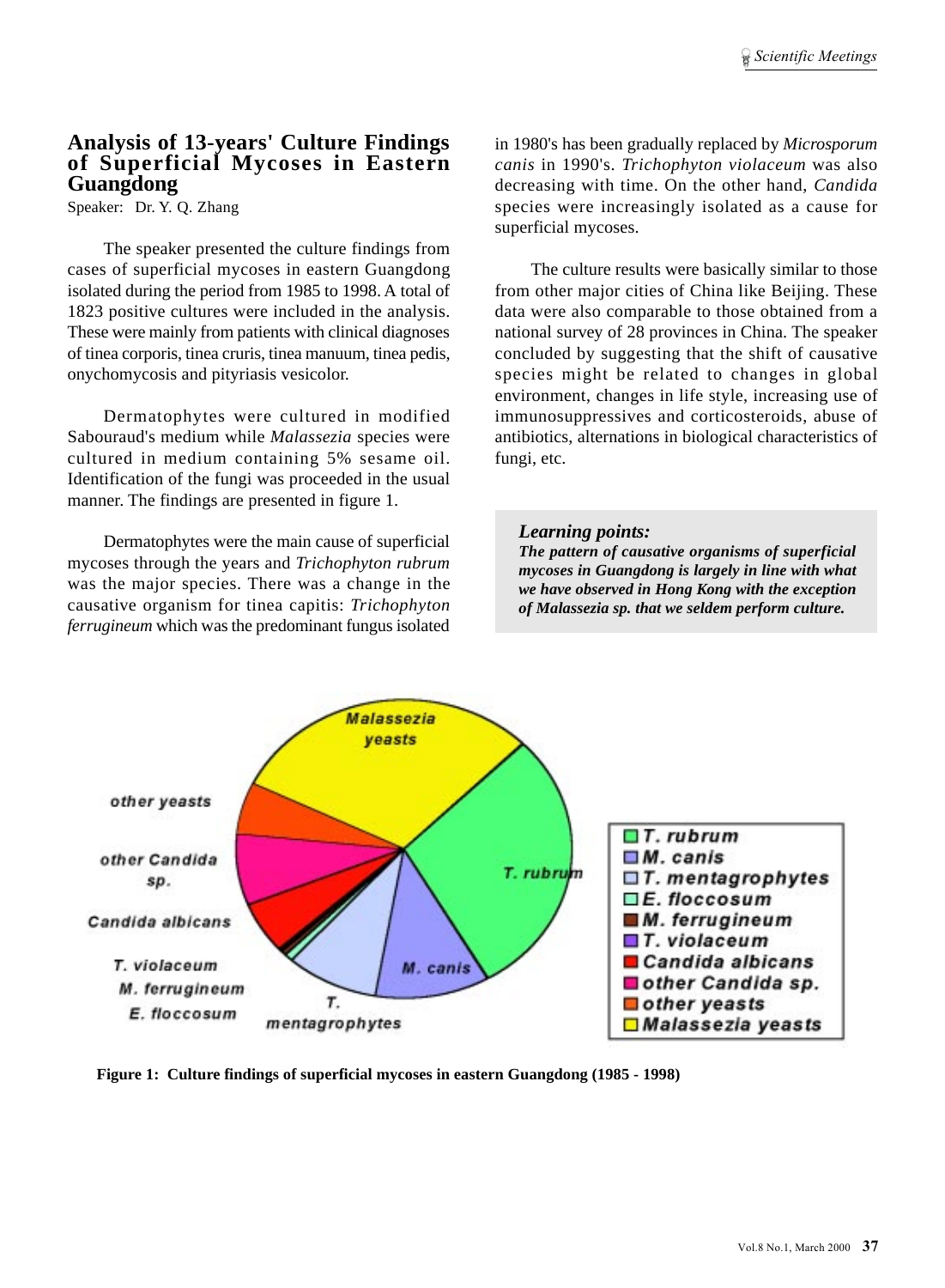## Analysis of 13-years' Culture Findings of Superficial Mycoses in Eastern Guangdong

Speaker: Dr. Y. Q. Zhang

The speaker presented the culture findings from cases of superficial mycoses in eastern Guangdong isolated during the period from 1985 to 1998. A total of 1823 positive cultures were included in the analysis. These were mainly from patients with clinical diagnoses of tinea corporis, tinea cruris, tinea manuum, tinea pedis, onychomycosis and pityriasis vesicolor.

Dermatophytes were cultured in modified Sabouraud's medium while *Malassezia* species were cultured in medium containing 5% sesame oil. Identification of the fungi was proceeded in the usual manner. The findings are presented in figure 1.

Dermatophytes were the main cause of superficial mycoses through the years and *Trichophyton rubrum* was the major species. There was a change in the causative organism for tinea capitis: *Trichophyton ferrugineum* which was the predominant fungus isolated in 1980's has been gradually replaced by *Microsporum canis* in 1990's. *Trichophyton violaceum* was also decreasing with time. On the other hand, *Candida* species were increasingly isolated as a cause for superficial mycoses.

The culture results were basically similar to those from other major cities of China like Beijing. These data were also comparable to those obtained from a national survey of 28 provinces in China. The speaker concluded by suggesting that the shift of causative species might be related to changes in global environment, changes in life style, increasing use of immunosuppressives and corticosteroids, abuse of antibiotics, alternations in biological characteristics of fungi, etc.

> ***Learning points:***
> ***The pattern of causative organisms of superficial mycoses in Guangdong is largely in line with what we have observed in Hong Kong with the exception of Malassezia sp. that we seldem perform culture.***

**Figure 1: Culture findings of superficial mycoses in eastern Guangdong (1985 - 1998)**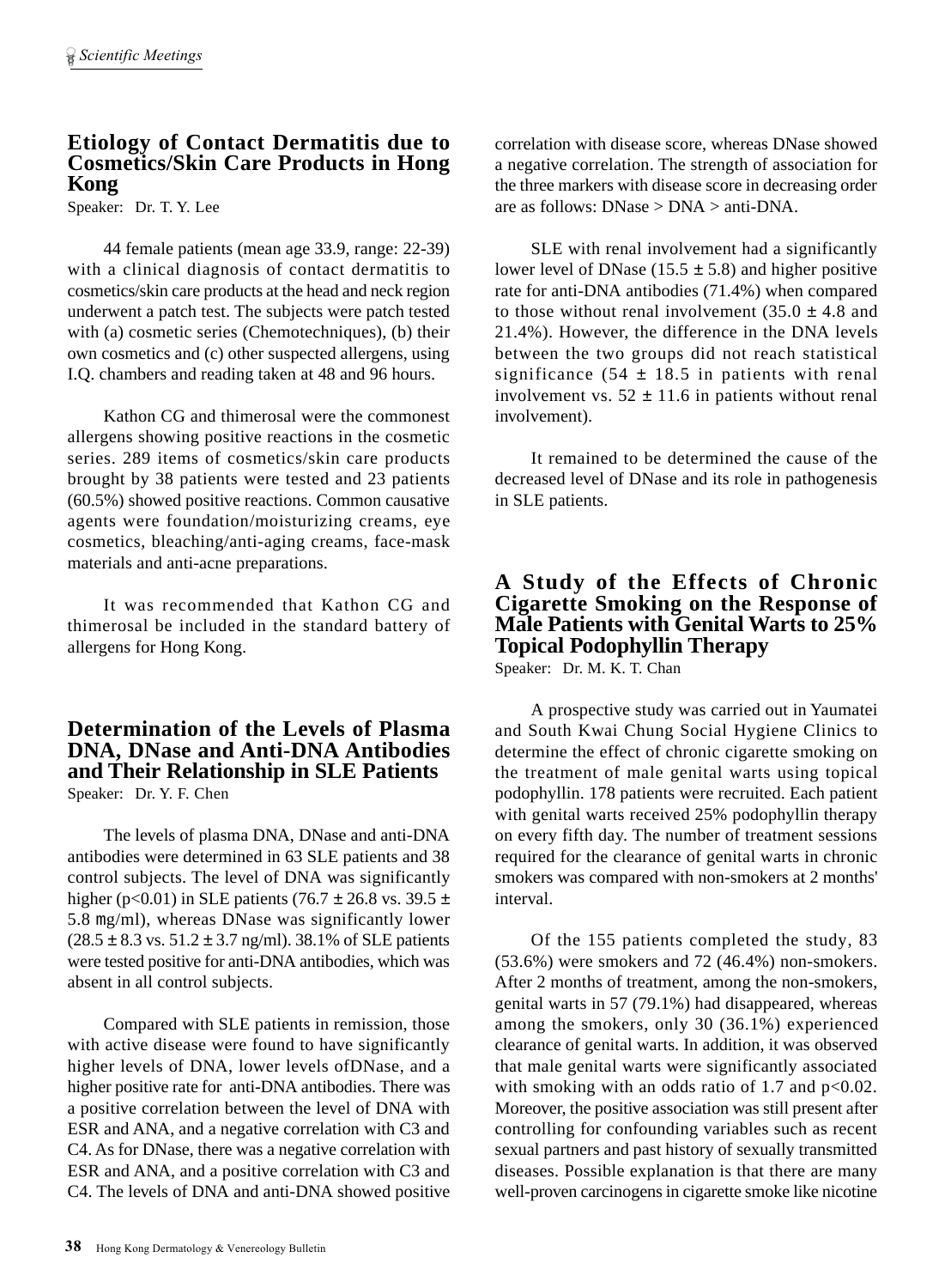## Etiology of Contact Dermatitis due to Cosmetics/Skin Care Products in Hong Kong

Speaker: Dr. T. Y. Lee

44 female patients (mean age 33.9, range: 22-39) with a clinical diagnosis of contact dermatitis to cosmetics/skin care products at the head and neck region underwent a patch test. The subjects were patch tested with (a) cosmetic series (Chemotechniques), (b) their own cosmetics and (c) other suspected allergens, using I.Q. chambers and reading taken at 48 and 96 hours.

Kathon CG and thimerosal were the commonest allergens showing positive reactions in the cosmetic series. 289 items of cosmetics/skin care products brought by 38 patients were tested and 23 patients (60.5%) showed positive reactions. Common causative agents were foundation/moisturizing creams, eye cosmetics, bleaching/anti-aging creams, face-mask materials and anti-acne preparations.

It was recommended that Kathon CG and thimerosal be included in the standard battery of allergens for Hong Kong.

## Determination of the Levels of Plasma DNA, DNase and Anti-DNA Antibodies and Their Relationship in SLE Patients

Speaker: Dr. Y. F. Chen

The levels of plasma DNA, DNase and anti-DNA antibodies were determined in 63 SLE patients and 38 control subjects. The level of DNA was significantly higher ($p<0.01$) in SLE patients (76.7 ± 26.8 vs. 39.5 ± 5.8 mg/ml), whereas DNase was significantly lower (28.5 ± 8.3 vs. 51.2 ± 3.7 ng/ml). 38.1% of SLE patients were tested positive for anti-DNA antibodies, which was absent in all control subjects.

Compared with SLE patients in remission, those with active disease were found to have significantly higher levels of DNA, lower levels ofDNase, and a higher positive rate for anti-DNA antibodies. There was a positive correlation between the level of DNA with ESR and ANA, and a negative correlation with C3 and C4. As for DNase, there was a negative correlation with ESR and ANA, and a positive correlation with C3 and C4. The levels of DNA and anti-DNA showed positive correlation with disease score, whereas DNase showed a negative correlation. The strength of association for the three markers with disease score in decreasing order are as follows: DNase > DNA > anti-DNA.

SLE with renal involvement had a significantly lower level of DNase (15.5 ± 5.8) and higher positive rate for anti-DNA antibodies (71.4%) when compared to those without renal involvement (35.0 ± 4.8 and 21.4%). However, the difference in the DNA levels between the two groups did not reach statistical significance (54 ± 18.5 in patients with renal involvement vs. 52 ± 11.6 in patients without renal involvement).

It remained to be determined the cause of the decreased level of DNase and its role in pathogenesis in SLE patients.

## A Study of the Effects of Chronic Cigarette Smoking on the Response of Male Patients with Genital Warts to 25% Topical Podophyllin Therapy

Speaker: Dr. M. K. T. Chan

A prospective study was carried out in Yaumatei and South Kwai Chung Social Hygiene Clinics to determine the effect of chronic cigarette smoking on the treatment of male genital warts using topical podophyllin. 178 patients were recruited. Each patient with genital warts received 25% podophyllin therapy on every fifth day. The number of treatment sessions required for the clearance of genital warts in chronic smokers was compared with non-smokers at 2 months' interval.

Of the 155 patients completed the study, 83 (53.6%) were smokers and 72 (46.4%) non-smokers. After 2 months of treatment, among the non-smokers, genital warts in 57 (79.1%) had disappeared, whereas among the smokers, only 30 (36.1%) experienced clearance of genital warts. In addition, it was observed that male genital warts were significantly associated with smoking with an odds ratio of 1.7 and $p<0.02$. Moreover, the positive association was still present after controlling for confounding variables such as recent sexual partners and past history of sexually transmitted diseases. Possible explanation is that there are many well-proven carcinogens in cigarette smoke like nicotine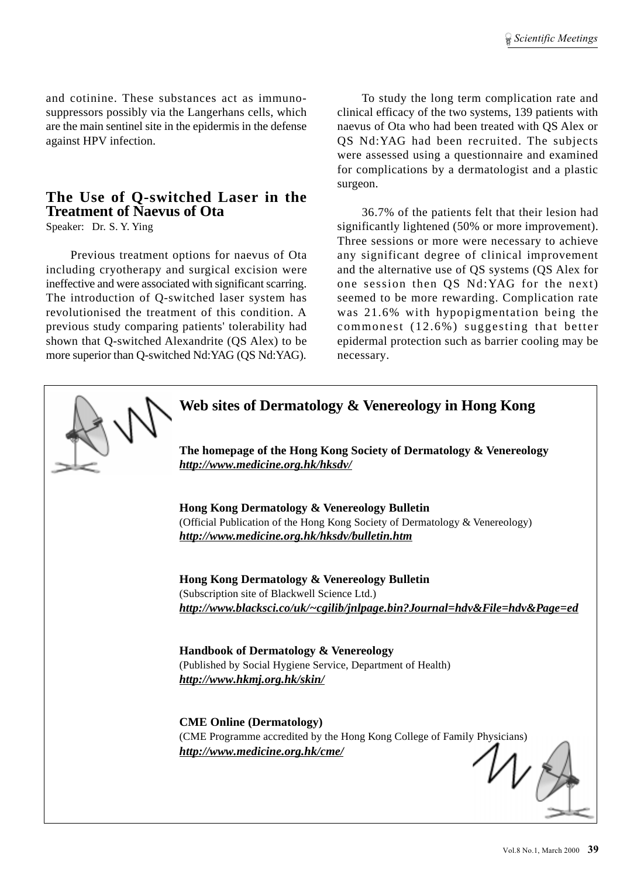and cotinine. These substances act as immunosuppressors possibly via the Langerhans cells, which are the main sentinel site in the epidermis in the defense against HPV infection.

## The Use of Q-switched Laser in the Treatment of Naevus of Ota

Speaker: Dr. S. Y. Ying

Previous treatment options for naevus of Ota including cryotherapy and surgical excision were ineffective and were associated with significant scarring. The introduction of Q-switched laser system has revolutionised the treatment of this condition. A previous study comparing patients' tolerability had shown that Q-switched Alexandrite (QS Alex) to be more superior than Q-switched Nd:YAG (QS Nd:YAG).

To study the long term complication rate and clinical efficacy of the two systems, 139 patients with naevus of Ota who had been treated with QS Alex or QS Nd:YAG had been recruited. The subjects were assessed using a questionnaire and examined for complications by a dermatologist and a plastic surgeon.

36.7% of the patients felt that their lesion had significantly lightened (50% or more improvement). Three sessions or more were necessary to achieve any significant degree of clinical improvement and the alternative use of QS systems (QS Alex for one session then QS Nd:YAG for the next) seemed to be more rewarding. Complication rate was 21.6% with hypopigmentation being the commonest (12.6%) suggesting that better epidermal protection such as barrier cooling may be necessary.

## Web sites of Dermatology & Venereology in Hong Kong

**The homepage of the Hong Kong Society of Dermatology & Venereology**
***http://www.medicine.org.hk/hksdv/***

**Hong Kong Dermatology & Venereology Bulletin**
(Official Publication of the Hong Kong Society of Dermatology & Venereology)
***http://www.medicine.org.hk/hksdv/bulletin.htm***

**Hong Kong Dermatology & Venereology Bulletin**
(Subscription site of Blackwell Science Ltd.)
***http://www.blacksci.co/uk/~cgilib/jnlpage.bin?Journal=hdv&File=hdv&Page=ed***

**Handbook of Dermatology & Venereology**
(Published by Social Hygiene Service, Department of Health)
***http://www.hkmj.org.hk/skin/***

**CME Online (Dermatology)**
(CME Programme accredited by the Hong Kong College of Family Physicians)
***http://www.medicine.org.hk/cme/***